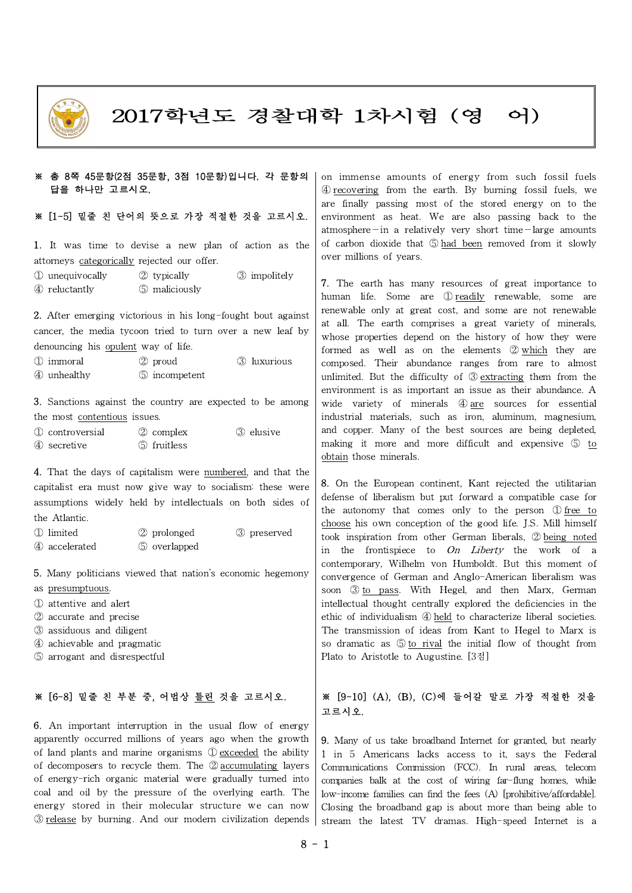# 2017학년도 경찰대학 1차시험 (영 어)

※ 총 8쪽 45문항(2점 35문항, 3점 10문항)입니다. 각 문항의 답을 하나만 고르시오.

※ [1-5] 밑줄 친 단어의 뜻으로 가장 적절한 것을 고르시오.

1. It was time to devise a new plan of action as the attorneys <u>categorically</u> rejected our offer.

① unequivocally ② typically ③ impolitely
④ reluctantly ⑤ maliciously

2. After emerging victorious in his long-fought bout against cancer, the media tycoon tried to turn over a new leaf by denouncing his <u>opulent</u> way of life.

① immoral ② proud ③ luxurious
④ unhealthy ⑤ incompetent

3. Sanctions against the country are expected to be among the most <u>contentious</u> issues.

① controversial ② complex ③ elusive
④ secretive ⑤ fruitless

4. That the days of capitalism were <u>numbered</u>, and that the capitalist era must now give way to socialism: these were assumptions widely held by intellectuals on both sides of the Atlantic.

① limited ② prolonged ③ preserved
④ accelerated ⑤ overlapped

5. Many politicians viewed that nation's economic hegemony as <u>presumptuous</u>.

① attentive and alert
② accurate and precise
③ assiduous and diligent
④ achievable and pragmatic
⑤ arrogant and disrespectful

※ [6-8] 밑줄 친 부분 중, 어법상 <u>틀린</u> 것을 고르시오.

6. An important interruption in the usual flow of energy apparently occurred millions of years ago when the growth of land plants and marine organisms ① <u>exceeded</u> the ability of decomposers to recycle them. The ② <u>accumulating</u> layers of energy-rich organic material were gradually turned into coal and oil by the pressure of the overlying earth. The energy stored in their molecular structure we can now ③ <u>release</u> by burning. And our modern civilization depends on immense amounts of energy from such fossil fuels ④ <u>recovering</u> from the earth. By burning fossil fuels, we are finally passing most of the stored energy on to the environment as heat. We are also passing back to the atmosphere—in a relatively very short time—large amounts of carbon dioxide that ⑤ <u>had been</u> removed from it slowly over millions of years.

7. The earth has many resources of great importance to human life. Some are ① <u>readily</u> renewable, some are renewable only at great cost, and some are not renewable at all. The earth comprises a great variety of minerals, whose properties depend on the history of how they were formed as well as on the elements ② <u>which</u> they are composed. Their abundance ranges from rare to almost unlimited. But the difficulty of ③ <u>extracting</u> them from the environment is as important an issue as their abundance. A wide variety of minerals ④ <u>are</u> sources for essential industrial materials, such as iron, aluminum, magnesium, and copper. Many of the best sources are being depleted, making it more and more difficult and expensive ⑤ <u>to obtain</u> those minerals.

8. On the European continent, Kant rejected the utilitarian defense of liberalism but put forward a compatible case for the autonomy that comes only to the person ① <u>free to choose</u> his own conception of the good life. J.S. Mill himself took inspiration from other German liberals, ② <u>being noted</u> in the frontispiece to *On Liberty* the work of a contemporary, Wilhelm von Humboldt. But this moment of convergence of German and Anglo-American liberalism was soon ③ <u>to pass</u>. With Hegel, and then Marx, German intellectual thought centrally explored the deficiencies in the ethic of individualism ④ <u>held</u> to characterize liberal societies. The transmission of ideas from Kant to Hegel to Marx is so dramatic as ⑤ <u>to rival</u> the initial flow of thought from Plato to Aristotle to Augustine. [3점]

※ [9-10] (A), (B), (C)에 들어갈 말로 가장 적절한 것을 고르시오.

9. Many of us take broadband Internet for granted, but nearly 1 in 5 Americans lacks access to it, says the Federal Communications Commission (FCC). In rural areas, telecom companies balk at the cost of wiring far-flung homes, while low-income families can find the fees (A) [prohibitive/affordable]. Closing the broadband gap is about more than being able to stream the latest TV dramas. High-speed Internet is a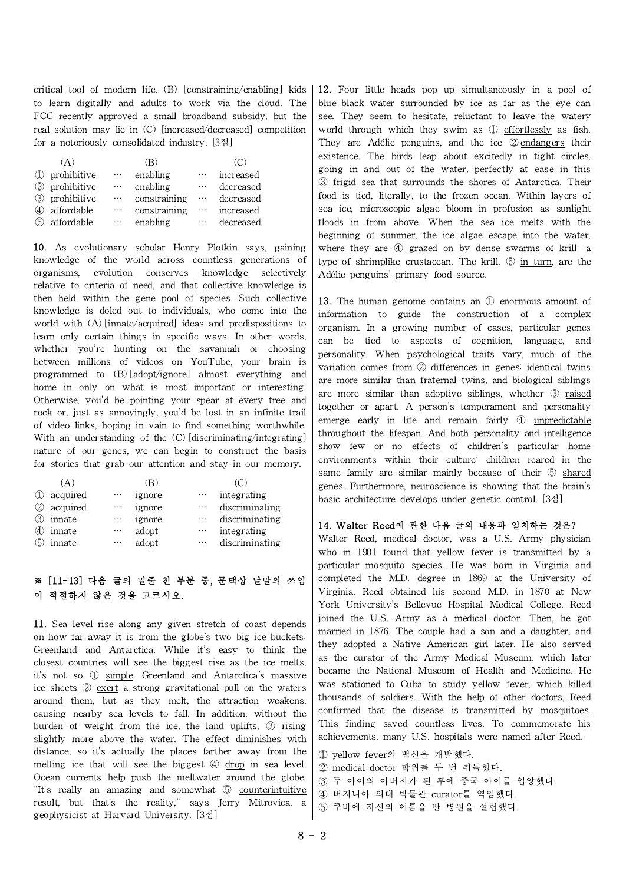critical tool of modern life, (B) [constraining/enabling] kids to learn digitally and adults to work via the cloud. The FCC recently approved a small broadband subsidy, but the real solution may lie in (C) [increased/decreased] competition for a notoriously consolidated industry. [3점]

| | (A) | | (B) | | (C) |
|---|---|---|---|---|---|
| ① | prohibitive | … | enabling | … | increased |
| ② | prohibitive | … | enabling | … | decreased |
| ③ | prohibitive | … | constraining | … | decreased |
| ④ | affordable | … | constraining | … | increased |
| ⑤ | affordable | … | enabling | … | decreased |

10. As evolutionary scholar Henry Plotkin says, gaining knowledge of the world across countless generations of organisms, evolution conserves knowledge selectively relative to criteria of need, and that collective knowledge is then held within the gene pool of species. Such collective knowledge is doled out to individuals, who come into the world with (A) [innate/acquired] ideas and predispositions to learn only certain things in specific ways. In other words, whether you're hunting on the savannah or choosing between millions of videos on YouTube, your brain is programmed to (B) [adopt/ignore] almost everything and home in only on what is most important or interesting. Otherwise, you'd be pointing your spear at every tree and rock or, just as annoyingly, you'd be lost in an infinite trail of video links, hoping in vain to find something worthwhile. With an understanding of the (C) [discriminating/integrating] nature of our genes, we can begin to construct the basis for stories that grab our attention and stay in our memory.

| | (A) | | (B) | | (C) |
|---|---|---|---|---|---|
| ① | acquired | … | ignore | … | integrating |
| ② | acquired | … | ignore | … | discriminating |
| ③ | innate | … | ignore | … | discriminating |
| ④ | innate | … | adopt | … | integrating |
| ⑤ | innate | … | adopt | … | discriminating |

**※ [11-13] 다음 글의 밑줄 친 부분 중, 문맥상 낱말의 쓰임이 적절하지 않은 것을 고르시오.**

11. Sea level rise along any given stretch of coast depends on how far away it is from the globe's two big ice buckets: Greenland and Antarctica. While it's easy to think the closest countries will see the biggest rise as the ice melts, it's not so ① simple. Greenland and Antarctica's massive ice sheets ② exert a strong gravitational pull on the waters around them, but as they melt, the attraction weakens, causing nearby sea levels to fall. In addition, without the burden of weight from the ice, the land uplifts, ③ rising slightly more above the water. The effect diminishes with distance, so it's actually the places farther away from the melting ice that will see the biggest ④ drop in sea level. Ocean currents help push the meltwater around the globe. "It's really an amazing and somewhat ⑤ counterintuitive result, but that's the reality," says Jerry Mitrovica, a geophysicist at Harvard University. [3점]

12. Four little heads pop up simultaneously in a pool of blue-black water surrounded by ice as far as the eye can see. They seem to hesitate, reluctant to leave the watery world through which they swim as ① effortlessly as fish. They are Adélie penguins, and the ice ② endangers their existence. The birds leap about excitedly in tight circles, going in and out of the water, perfectly at ease in this ③ frigid sea that surrounds the shores of Antarctica. Their food is tied, literally, to the frozen ocean. Within layers of sea ice, microscopic algae bloom in profusion as sunlight floods in from above. When the sea ice melts with the beginning of summer, the ice algae escape into the water, where they are ④ grazed on by dense swarms of krill—a type of shrimplike crustacean. The krill, ⑤ in turn, are the Adélie penguins' primary food source.

13. The human genome contains an ① enormous amount of information to guide the construction of a complex organism. In a growing number of cases, particular genes can be tied to aspects of cognition, language, and personality. When psychological traits vary, much of the variation comes from ② differences in genes: identical twins are more similar than fraternal twins, and biological siblings are more similar than adoptive siblings, whether ③ raised together or apart. A person's temperament and personality emerge early in life and remain fairly ④ unpredictable throughout the lifespan. And both personality and intelligence show few or no effects of children's particular home environments within their culture: children reared in the same family are similar mainly because of their ⑤ shared genes. Furthermore, neuroscience is showing that the brain's basic architecture develops under genetic control. [3점]

**14. Walter Reed에 관한 다음 글의 내용과 일치하는 것은?**

Walter Reed, medical doctor, was a U.S. Army physician who in 1901 found that yellow fever is transmitted by a particular mosquito species. He was born in Virginia and completed the M.D. degree in 1869 at the University of Virginia. Reed obtained his second M.D. in 1870 at New York University's Bellevue Hospital Medical College. Reed joined the U.S. Army as a medical doctor. Then, he got married in 1876. The couple had a son and a daughter, and they adopted a Native American girl later. He also served as the curator of the Army Medical Museum, which later became the National Museum of Health and Medicine. He was stationed to Cuba to study yellow fever, which killed thousands of soldiers. With the help of other doctors, Reed confirmed that the disease is transmitted by mosquitoes. This finding saved countless lives. To commemorate his achievements, many U.S. hospitals were named after Reed.

① yellow fever의 백신을 개발했다.
② medical doctor 학위를 두 번 취득했다.
③ 두 아이의 아버지가 된 후에 중국 아이를 입양했다.
④ 버지니아 의대 박물관 curator를 역임했다.
⑤ 쿠바에 자신의 이름을 딴 병원을 설립했다.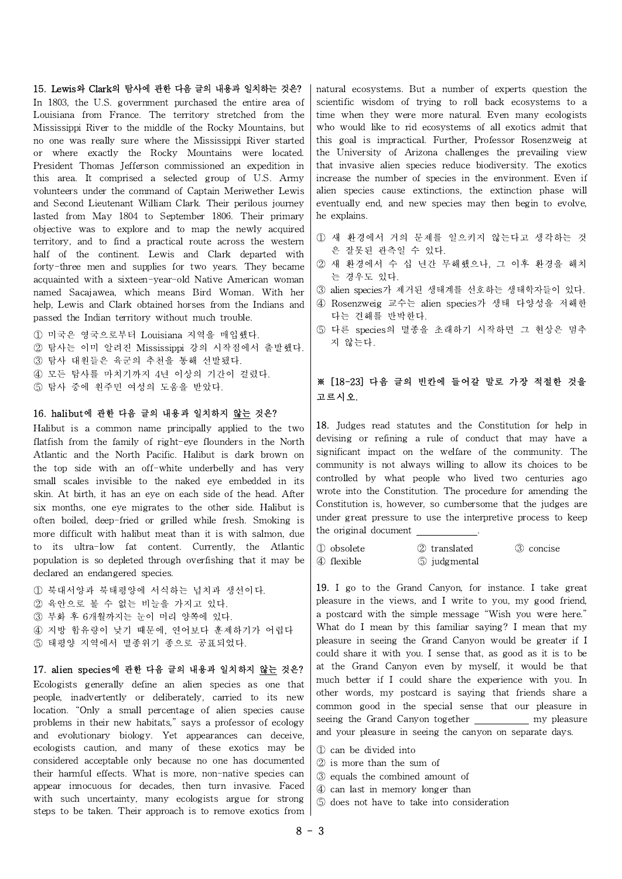**15. Lewis와 Clark의 탐사에 관한 다음 글의 내용과 일치하는 것은?**

In 1803, the U.S. government purchased the entire area of Louisiana from France. The territory stretched from the Mississippi River to the middle of the Rocky Mountains, but no one was really sure where the Mississippi River started or where exactly the Rocky Mountains were located. President Thomas Jefferson commissioned an expedition in this area. It comprised a selected group of U.S. Army volunteers under the command of Captain Meriwether Lewis and Second Lieutenant William Clark. Their perilous journey lasted from May 1804 to September 1806. Their primary objective was to explore and to map the newly acquired territory, and to find a practical route across the western half of the continent. Lewis and Clark departed with forty-three men and supplies for two years. They became acquainted with a sixteen-year-old Native American woman named Sacajawea, which means Bird Woman. With her help, Lewis and Clark obtained horses from the Indians and passed the Indian territory without much trouble.

① 미국은 영국으로부터 Louisiana 지역을 매입했다.
② 탐사는 이미 알려진 Mississippi 강의 시작점에서 출발했다.
③ 탐사 대원들은 육군의 추천을 통해 선발됐다.
④ 모든 탐사를 마치기까지 4년 이상의 기간이 걸렸다.
⑤ 탐사 중에 원주민 여성의 도움을 받았다.

**16. halibut에 관한 다음 글의 내용과 일치하지 <u>않는</u> 것은?**

Halibut is a common name principally applied to the two flatfish from the family of right-eye flounders in the North Atlantic and the North Pacific. Halibut is dark brown on the top side with an off-white underbelly and has very small scales invisible to the naked eye embedded in its skin. At birth, it has an eye on each side of the head. After six months, one eye migrates to the other side. Halibut is often boiled, deep-fried or grilled while fresh. Smoking is more difficult with halibut meat than it is with salmon, due to its ultra-low fat content. Currently, the Atlantic population is so depleted through overfishing that it may be declared an endangered species.

① 북대서양과 북태평양에 서식하는 넙치과 생선이다.
② 육안으로 볼 수 없는 비늘을 가지고 있다.
③ 부화 후 6개월까지는 눈이 머리 양쪽에 있다.
④ 지방 함유량이 낮기 때문에, 연어보다 훈제하기가 어렵다
⑤ 태평양 지역에서 멸종위기 종으로 공표되었다.

**17. alien species에 관한 다음 글의 내용과 일치하지 <u>않는</u> 것은?**

Ecologists generally define an alien species as one that people, inadvertently or deliberately, carried to its new location. "Only a small percentage of alien species cause problems in their new habitats," says a professor of ecology and evolutionary biology. Yet appearances can deceive, ecologists caution, and many of these exotics may be considered acceptable only because no one has documented their harmful effects. What is more, non-native species can appear innocuous for decades, then turn invasive. Faced with such uncertainty, many ecologists argue for strong steps to be taken. Their approach is to remove exotics from natural ecosystems. But a number of experts question the scientific wisdom of trying to roll back ecosystems to a time when they were more natural. Even many ecologists who would like to rid ecosystems of all exotics admit that this goal is impractical. Further, Professor Rosenzweig at the University of Arizona challenges the prevailing view that invasive alien species reduce biodiversity. The exotics increase the number of species in the environment. Even if alien species cause extinctions, the extinction phase will eventually end, and new species may then begin to evolve, he explains.

① 새 환경에서 거의 문제를 일으키지 않는다고 생각하는 것은 잘못된 관측일 수 있다.
② 새 환경에서 수 십 년간 무해했으나, 그 이후 환경을 해치는 경우도 있다.
③ alien species가 제거된 생태계를 선호하는 생태학자들이 있다.
④ Rosenzweig 교수는 alien species가 생태 다양성을 저해한다는 견해를 반박한다.
⑤ 다른 species의 멸종을 초래하기 시작하면 그 현상은 멈추지 않는다.

**※ [18-23] 다음 글의 빈칸에 들어갈 말로 가장 적절한 것을 고르시오.**

**18.** Judges read statutes and the Constitution for help in devising or refining a rule of conduct that may have a significant impact on the welfare of the community. The community is not always willing to allow its choices to be controlled by what people who lived two centuries ago wrote into the Constitution. The procedure for amending the Constitution is, however, so cumbersome that the judges are under great pressure to use the interpretive process to keep the original document \_\_\_\_\_\_\_\_\_\_.

① obsolete ② translated ③ concise
④ flexible ⑤ judgmental

**19.** I go to the Grand Canyon, for instance. I take great pleasure in the views, and I write to you, my good friend, a postcard with the simple message "Wish you were here." What do I mean by this familiar saying? I mean that my pleasure in seeing the Grand Canyon would be greater if I could share it with you. I sense that, as good as it is to be at the Grand Canyon even by myself, it would be that much better if I could share the experience with you. In other words, my postcard is saying that friends share a common good in the special sense that our pleasure in seeing the Grand Canyon together \_\_\_\_\_\_\_\_\_\_ my pleasure and your pleasure in seeing the canyon on separate days.

① can be divided into
② is more than the sum of
③ equals the combined amount of
④ can last in memory longer than
⑤ does not have to take into consideration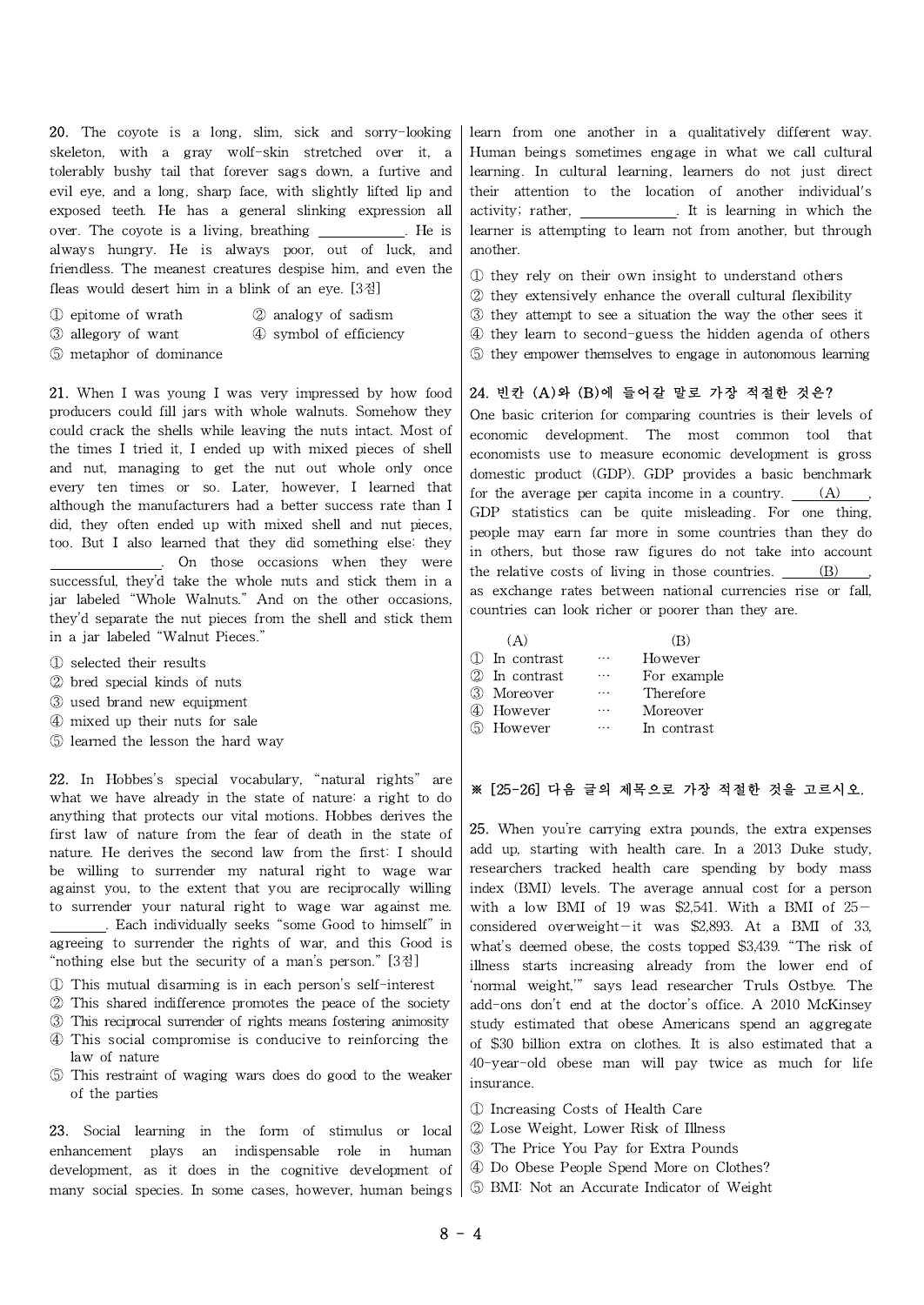20. The coyote is a long, slim, sick and sorry-looking skeleton, with a gray wolf-skin stretched over it, a tolerably bushy tail that forever sags down, a furtive and evil eye, and a long, sharp face, with slightly lifted lip and exposed teeth. He has a general slinking expression all over. The coyote is a living, breathing ___________. He is always hungry. He is always poor, out of luck, and friendless. The meanest creatures despise him, and even the fleas would desert him in a blink of an eye. [3점]

① epitome of wrath
② analogy of sadism
③ allegory of want
④ symbol of efficiency
⑤ metaphor of dominance

21. When I was young I was very impressed by how food producers could fill jars with whole walnuts. Somehow they could crack the shells while leaving the nuts intact. Most of the times I tried it, I ended up with mixed pieces of shell and nut, managing to get the nut out whole only once every ten times or so. Later, however, I learned that although the manufacturers had a better success rate than I did, they often ended up with mixed shell and nut pieces, too. But I also learned that they did something else: they ___________. On those occasions when they were successful, they'd take the whole nuts and stick them in a jar labeled "Whole Walnuts." And on the other occasions, they'd separate the nut pieces from the shell and stick them in a jar labeled "Walnut Pieces."

① selected their results
② bred special kinds of nuts
③ used brand new equipment
④ mixed up their nuts for sale
⑤ learned the lesson the hard way

22. In Hobbes's special vocabulary, "natural rights" are what we have already in the state of nature: a right to do anything that protects our vital motions. Hobbes derives the first law of nature from the fear of death in the state of nature. He derives the second law from the first: I should be willing to surrender my natural right to wage war against you, to the extent that you are reciprocally willing to surrender your natural right to wage war against me. ________. Each individually seeks "some Good to himself" in agreeing to surrender the rights of war, and this Good is "nothing else but the security of a man's person." [3점]

① This mutual disarming is in each person's self-interest
② This shared indifference promotes the peace of the society
③ This reciprocal surrender of rights means fostering animosity
④ This social compromise is conducive to reinforcing the law of nature
⑤ This restraint of waging wars does do good to the weaker of the parties

23. Social learning in the form of stimulus or local enhancement plays an indispensable role in human development, as it does in the cognitive development of many social species. In some cases, however, human beings learn from one another in a qualitatively different way. Human beings sometimes engage in what we call cultural learning. In cultural learning, learners do not just direct their attention to the location of another individual's activity; rather, ___________. It is learning in which the learner is attempting to learn not from another, but through another.

① they rely on their own insight to understand others
② they extensively enhance the overall cultural flexibility
③ they attempt to see a situation the way the other sees it
④ they learn to second-guess the hidden agenda of others
⑤ they empower themselves to engage in autonomous learning

24. 빈칸 (A)와 (B)에 들어갈 말로 가장 적절한 것은?

One basic criterion for comparing countries is their levels of economic development. The most common tool that economists use to measure economic development is gross domestic product (GDP). GDP provides a basic benchmark for the average per capita income in a country. ___(A)___, GDP statistics can be quite misleading. For one thing, people may earn far more in some countries than they do in others, but those raw figures do not take into account the relative costs of living in those countries. ___(B)___, as exchange rates between national currencies rise or fall, countries can look richer or poorer than they are.

| | (A) | | (B) |
|---|---|---|---|
| ① | In contrast | … | However |
| ② | In contrast | … | For example |
| ③ | Moreover | … | Therefore |
| ④ | However | … | Moreover |
| ⑤ | However | … | In contrast |

※ [25-26] 다음 글의 제목으로 가장 적절한 것을 고르시오.

25. When you're carrying extra pounds, the extra expenses add up, starting with health care. In a 2013 Duke study, researchers tracked health care spending by body mass index (BMI) levels. The average annual cost for a person with a low BMI of 19 was $2,541. With a BMI of 25—considered overweight—it was $2,893. At a BMI of 33, what's deemed obese, the costs topped $3,439. "The risk of illness starts increasing already from the lower end of 'normal weight,'" says lead researcher Truls Ostbye. The add-ons don't end at the doctor's office. A 2010 McKinsey study estimated that obese Americans spend an aggregate of $30 billion extra on clothes. It is also estimated that a 40-year-old obese man will pay twice as much for life insurance.

① Increasing Costs of Health Care
② Lose Weight, Lower Risk of Illness
③ The Price You Pay for Extra Pounds
④ Do Obese People Spend More on Clothes?
⑤ BMI: Not an Accurate Indicator of Weight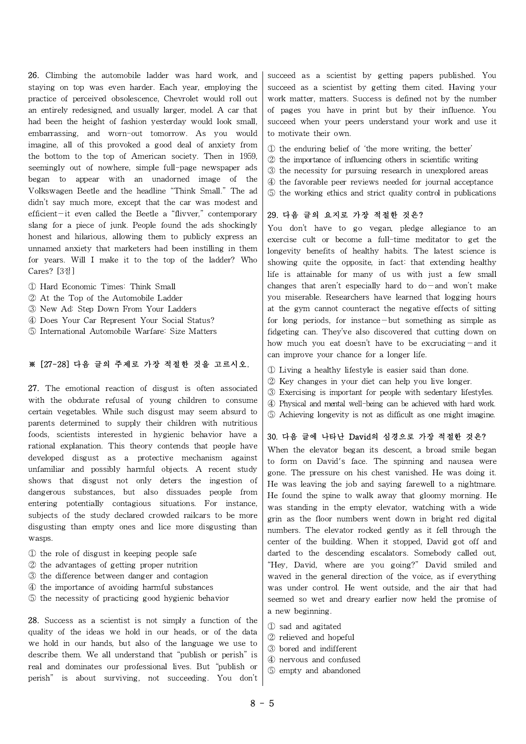26. Climbing the automobile ladder was hard work, and staying on top was even harder. Each year, employing the practice of perceived obsolescence, Chevrolet would roll out an entirely redesigned, and usually larger, model. A car that had been the height of fashion yesterday would look small, embarrassing, and worn-out tomorrow. As you would imagine, all of this provoked a good deal of anxiety from the bottom to the top of American society. Then in 1959, seemingly out of nowhere, simple full-page newspaper ads began to appear with an unadorned image of the Volkswagen Beetle and the headline "Think Small." The ad didn't say much more, except that the car was modest and efficient—it even called the Beetle a "flivver," contemporary slang for a piece of junk. People found the ads shockingly honest and hilarious, allowing them to publicly express an unnamed anxiety that marketers had been instilling in them for years. Will I make it to the top of the ladder? Who Cares? [3점]

① Hard Economic Times: Think Small
② At the Top of the Automobile Ladder
③ New Ad: Step Down From Your Ladders
④ Does Your Car Represent Your Social Status?
⑤ International Automobile Warfare: Size Matters

※ [27-28] 다음 글의 주제로 가장 적절한 것을 고르시오.

27. The emotional reaction of disgust is often associated with the obdurate refusal of young children to consume certain vegetables. While such disgust may seem absurd to parents determined to supply their children with nutritious foods, scientists interested in hygienic behavior have a rational explanation. This theory contends that people have developed disgust as a protective mechanism against unfamiliar and possibly harmful objects. A recent study shows that disgust not only deters the ingestion of dangerous substances, but also dissuades people from entering potentially contagious situations. For instance, subjects of the study declared crowded railcars to be more disgusting than empty ones and lice more disgusting than wasps.

① the role of disgust in keeping people safe
② the advantages of getting proper nutrition
③ the difference between danger and contagion
④ the importance of avoiding harmful substances
⑤ the necessity of practicing good hygienic behavior

28. Success as a scientist is not simply a function of the quality of the ideas we hold in our heads, or of the data we hold in our hands, but also of the language we use to describe them. We all understand that "publish or perish" is real and dominates our professional lives. But "publish or perish" is about surviving, not succeeding. You don't succeed as a scientist by getting papers published. You succeed as a scientist by getting them cited. Having your work matter, matters. Success is defined not by the number of pages you have in print but by their influence. You succeed when your peers understand your work and use it to motivate their own.

① the enduring belief of 'the more writing, the better'
② the importance of influencing others in scientific writing
③ the necessity for pursuing research in unexplored areas
④ the favorable peer reviews needed for journal acceptance
⑤ the working ethics and strict quality control in publications

29. 다음 글의 요지로 가장 적절한 것은?

You don't have to go vegan, pledge allegiance to an exercise cult or become a full-time meditator to get the longevity benefits of healthy habits. The latest science is showing quite the opposite, in fact: that extending healthy life is attainable for many of us with just a few small changes that aren't especially hard to do—and won't make you miserable. Researchers have learned that logging hours at the gym cannot counteract the negative effects of sitting for long periods, for instance—but something as simple as fidgeting can. They've also discovered that cutting down on how much you eat doesn't have to be excruciating—and it can improve your chance for a longer life.

① Living a healthy lifestyle is easier said than done.
② Key changes in your diet can help you live longer.
③ Exercising is important for people with sedentary lifestyles.
④ Physical and mental well-being can be achieved with hard work.
⑤ Achieving longevity is not as difficult as one might imagine.

30. 다음 글에 나타난 David의 심경으로 가장 적절한 것은?

When the elevator began its descent, a broad smile began to form on David's face. The spinning and nausea were gone. The pressure on his chest vanished. He was doing it. He was leaving the job and saying farewell to a nightmare. He found the spine to walk away that gloomy morning. He was standing in the empty elevator, watching with a wide grin as the floor numbers went down in bright red digital numbers. The elevator rocked gently as it fell through the center of the building. When it stopped, David got off and darted to the descending escalators. Somebody called out, "Hey, David, where are you going?" David smiled and waved in the general direction of the voice, as if everything was under control. He went outside, and the air that had seemed so wet and dreary earlier now held the promise of a new beginning.

① sad and agitated
② relieved and hopeful
③ bored and indifferent
④ nervous and confused
⑤ empty and abandoned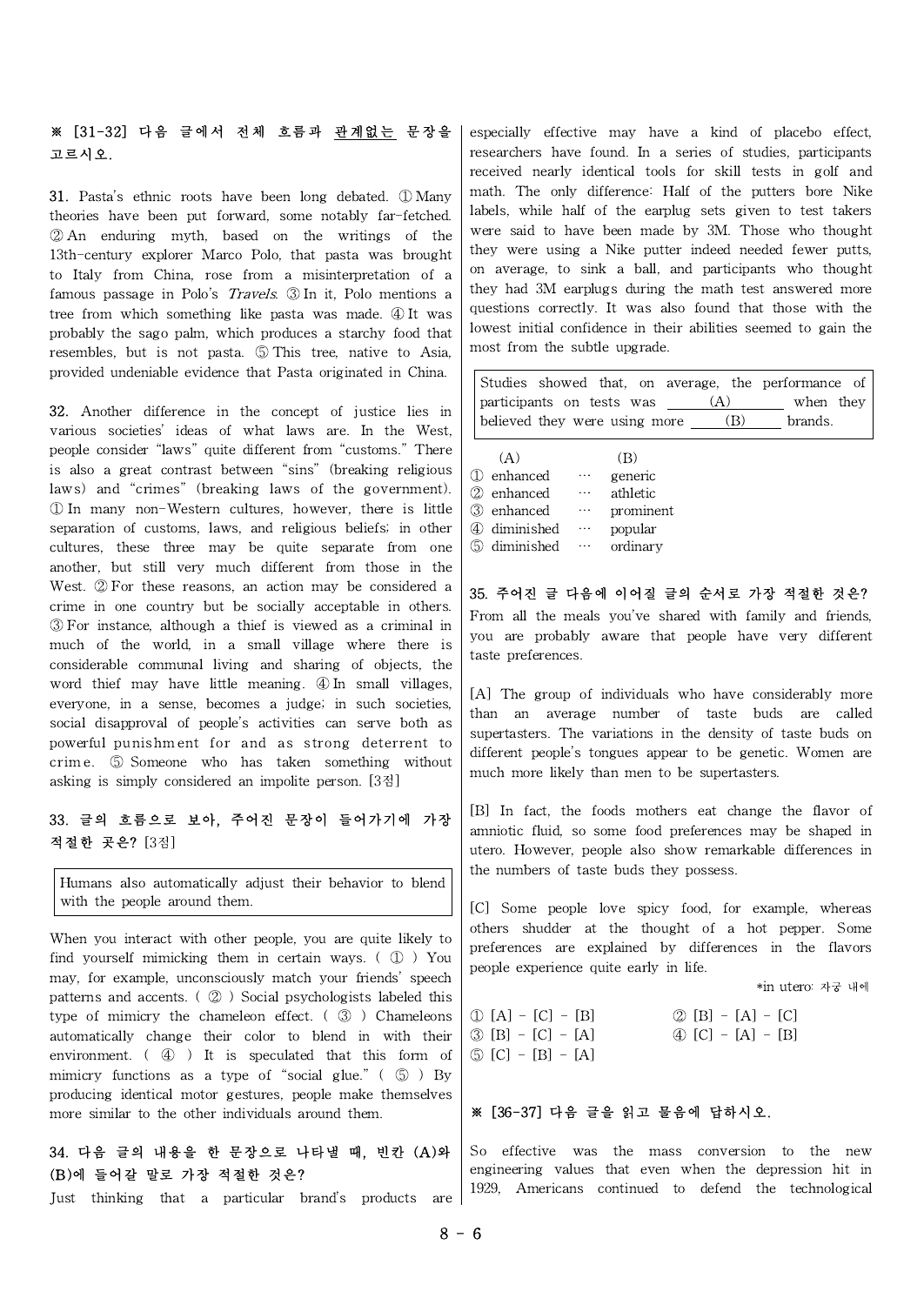※ [31-32] 다음 글에서 전체 흐름과 관계없는 문장을 고르시오.

31. Pasta's ethnic roots have been long debated. ① Many theories have been put forward, some notably far-fetched. ② An enduring myth, based on the writings of the 13th-century explorer Marco Polo, that pasta was brought to Italy from China, rose from a misinterpretation of a famous passage in Polo's *Travels*. ③ In it, Polo mentions a tree from which something like pasta was made. ④ It was probably the sago palm, which produces a starchy food that resembles, but is not pasta. ⑤ This tree, native to Asia, provided undeniable evidence that Pasta originated in China.

32. Another difference in the concept of justice lies in various societies' ideas of what laws are. In the West, people consider "laws" quite different from "customs." There is also a great contrast between "sins" (breaking religious laws) and "crimes" (breaking laws of the government). ① In many non-Western cultures, however, there is little separation of customs, laws, and religious beliefs; in other cultures, these three may be quite separate from one another, but still very much different from those in the West. ② For these reasons, an action may be considered a crime in one country but be socially acceptable in others. ③ For instance, although a thief is viewed as a criminal in much of the world, in a small village where there is considerable communal living and sharing of objects, the word thief may have little meaning. ④ In small villages, everyone, in a sense, becomes a judge; in such societies, social disapproval of people's activities can serve both as powerful punishment for and as strong deterrent to crime. ⑤ Someone who has taken something without asking is simply considered an impolite person. [3점]

33. 글의 흐름으로 보아, 주어진 문장이 들어가기에 가장 적절한 곳은? [3점]

| Humans also automatically adjust their behavior to blend with the people around them. |
|---|

When you interact with other people, you are quite likely to find yourself mimicking them in certain ways. ( ① ) You may, for example, unconsciously match your friends' speech patterns and accents. ( ② ) Social psychologists labeled this type of mimicry the chameleon effect. ( ③ ) Chameleons automatically change their color to blend in with their environment. ( ④ ) It is speculated that this form of mimicry functions as a type of "social glue." ( ⑤ ) By producing identical motor gestures, people make themselves more similar to the other individuals around them.

34. 다음 글의 내용을 한 문장으로 나타낼 때, 빈칸 (A)와 (B)에 들어갈 말로 가장 적절한 것은?

Just thinking that a particular brand's products are especially effective may have a kind of placebo effect, researchers have found. In a series of studies, participants received nearly identical tools for skill tests in golf and math. The only difference: Half of the putters bore Nike labels, while half of the earplug sets given to test takers were said to have been made by 3M. Those who thought they were using a Nike putter indeed needed fewer putts, on average, to sink a ball, and participants who thought they had 3M earplugs during the math test answered more questions correctly. It was also found that those with the lowest initial confidence in their abilities seemed to gain the most from the subtle upgrade.

| Studies showed that, on average, the performance of participants on tests was ____(A)____ when they believed they were using more ____(B)____ brands. |
|---|

| | (A) | | (B) |
|---|---|---|---|
| ① | enhanced | … | generic |
| ② | enhanced | … | athletic |
| ③ | enhanced | … | prominent |
| ④ | diminished | … | popular |
| ⑤ | diminished | … | ordinary |

35. 주어진 글 다음에 이어질 글의 순서로 가장 적절한 것은?

From all the meals you've shared with family and friends, you are probably aware that people have very different taste preferences.

[A] The group of individuals who have considerably more than an average number of taste buds are called supertasters. The variations in the density of taste buds on different people's tongues appear to be genetic. Women are much more likely than men to be supertasters.

[B] In fact, the foods mothers eat change the flavor of amniotic fluid, so some food preferences may be shaped in utero. However, people also show remarkable differences in the numbers of taste buds they possess.

[C] Some people love spicy food, for example, whereas others shudder at the thought of a hot pepper. Some preferences are explained by differences in the flavors people experience quite early in life.

*in utero: 자궁 내에

① [A] - [C] - [B]
② [B] - [A] - [C]
③ [B] - [C] - [A]
④ [C] - [A] - [B]
⑤ [C] - [B] - [A]

※ [36-37] 다음 글을 읽고 물음에 답하시오.

So effective was the mass conversion to the new engineering values that even when the depression hit in 1929, Americans continued to defend the technological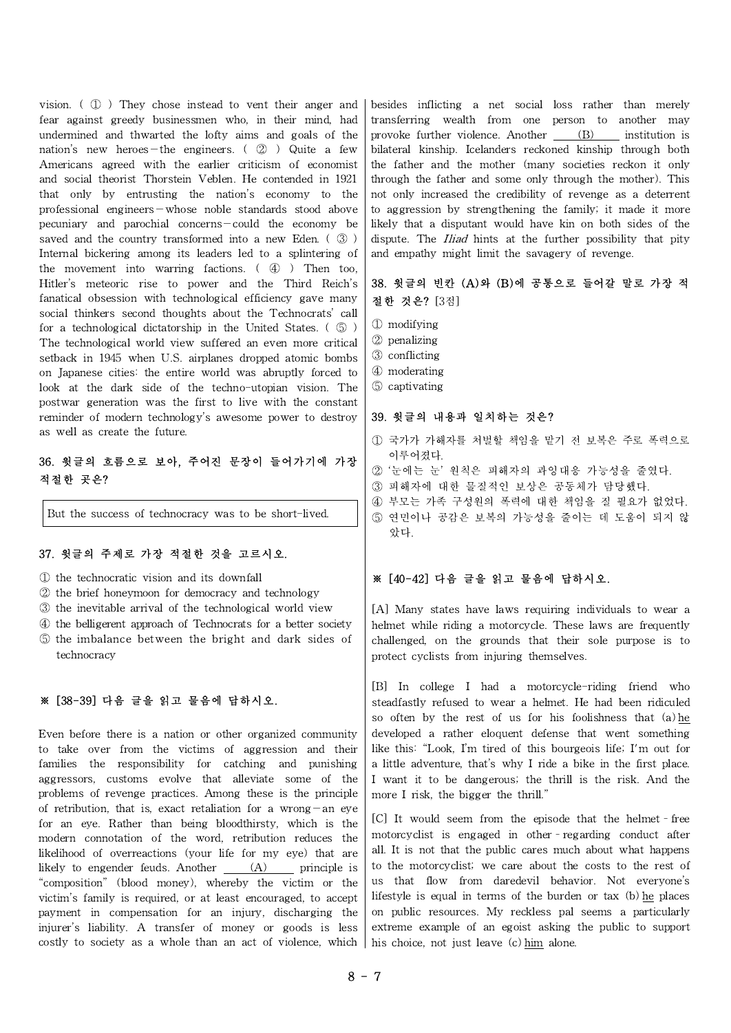vision. ( ① ) They chose instead to vent their anger and fear against greedy businessmen who, in their mind, had undermined and thwarted the lofty aims and goals of the nation's new heroes—the engineers. ( ② ) Quite a few Americans agreed with the earlier criticism of economist and social theorist Thorstein Veblen. He contended in 1921 that only by entrusting the nation's economy to the professional engineers—whose noble standards stood above pecuniary and parochial concerns—could the economy be saved and the country transformed into a new Eden. ( ③ ) Internal bickering among its leaders led to a splintering of the movement into warring factions. ( ④ ) Then too, Hitler's meteoric rise to power and the Third Reich's fanatical obsession with technological efficiency gave many social thinkers second thoughts about the Technocrats' call for a technological dictatorship in the United States. ( ⑤ ) The technological world view suffered an even more critical setback in 1945 when U.S. airplanes dropped atomic bombs on Japanese cities: the entire world was abruptly forced to look at the dark side of the techno-utopian vision. The postwar generation was the first to live with the constant reminder of modern technology's awesome power to destroy as well as create the future.

### 36. 윗글의 흐름으로 보아, 주어진 문장이 들어가기에 가장 적절한 곳은?

| But the success of technocracy was to be short-lived. |
|---|

### 37. 윗글의 주제로 가장 적절한 것을 고르시오.

① the technocratic vision and its downfall
② the brief honeymoon for democracy and technology
③ the inevitable arrival of the technological world view
④ the belligerent approach of Technocrats for a better society
⑤ the imbalance between the bright and dark sides of technocracy

### ※ [38-39] 다음 글을 읽고 물음에 답하시오.

Even before there is a nation or other organized community to take over from the victims of aggression and their families the responsibility for catching and punishing aggressors, customs evolve that alleviate some of the problems of revenge practices. Among these is the principle of retribution, that is, exact retaliation for a wrong—an eye for an eye. Rather than being bloodthirsty, which is the modern connotation of the word, retribution reduces the likelihood of overreactions (your life for my eye) that are likely to engender feuds. Another ____(A)____ principle is "composition" (blood money), whereby the victim or the victim's family is required, or at least encouraged, to accept payment in compensation for an injury, discharging the injurer's liability. A transfer of money or goods is less costly to society as a whole than an act of violence, which besides inflicting a net social loss rather than merely transferring wealth from one person to another may provoke further violence. Another ____(B)____ institution is bilateral kinship. Icelanders reckoned kinship through both the father and the mother (many societies reckon it only through the father and some only through the mother). This not only increased the credibility of revenge as a deterrent to aggression by strengthening the family; it made it more likely that a disputant would have kin on both sides of the dispute. The *Iliad* hints at the further possibility that pity and empathy might limit the savagery of revenge.

### 38. 윗글의 빈칸 (A)와 (B)에 공통으로 들어갈 말로 가장 적절한 것은? [3점]

① modifying
② penalizing
③ conflicting
④ moderating
⑤ captivating

### 39. 윗글의 내용과 일치하는 것은?

① 국가가 가해자를 처벌할 책임을 맡기 전 보복은 주로 폭력으로 이루어졌다.
② '눈에는 눈' 원칙은 피해자의 과잉대응 가능성을 줄였다.
③ 피해자에 대한 물질적인 보상은 공동체가 담당했다.
④ 부모는 가족 구성원의 폭력에 대한 책임을 질 필요가 없었다.
⑤ 연민이나 공감은 보복의 가능성을 줄이는 데 도움이 되지 않았다.

### ※ [40-42] 다음 글을 읽고 물음에 답하시오.

[A] Many states have laws requiring individuals to wear a helmet while riding a motorcycle. These laws are frequently challenged, on the grounds that their sole purpose is to protect cyclists from injuring themselves.

[B] In college I had a motorcycle-riding friend who steadfastly refused to wear a helmet. He had been ridiculed so often by the rest of us for his foolishness that (a) he developed a rather eloquent defense that went something like this: "Look, I'm tired of this bourgeois life; I'm out for a little adventure, that's why I ride a bike in the first place. I want it to be dangerous; the thrill is the risk. And the more I risk, the bigger the thrill."

[C] It would seem from the episode that the helmet-free motorcyclist is engaged in other-regarding conduct after all. It is not that the public cares much about what happens to the motorcyclist; we care about the costs to the rest of us that flow from daredevil behavior. Not everyone's lifestyle is equal in terms of the burden or tax (b) he places on public resources. My reckless pal seems a particularly extreme example of an egoist asking the public to support his choice, not just leave (c) him alone.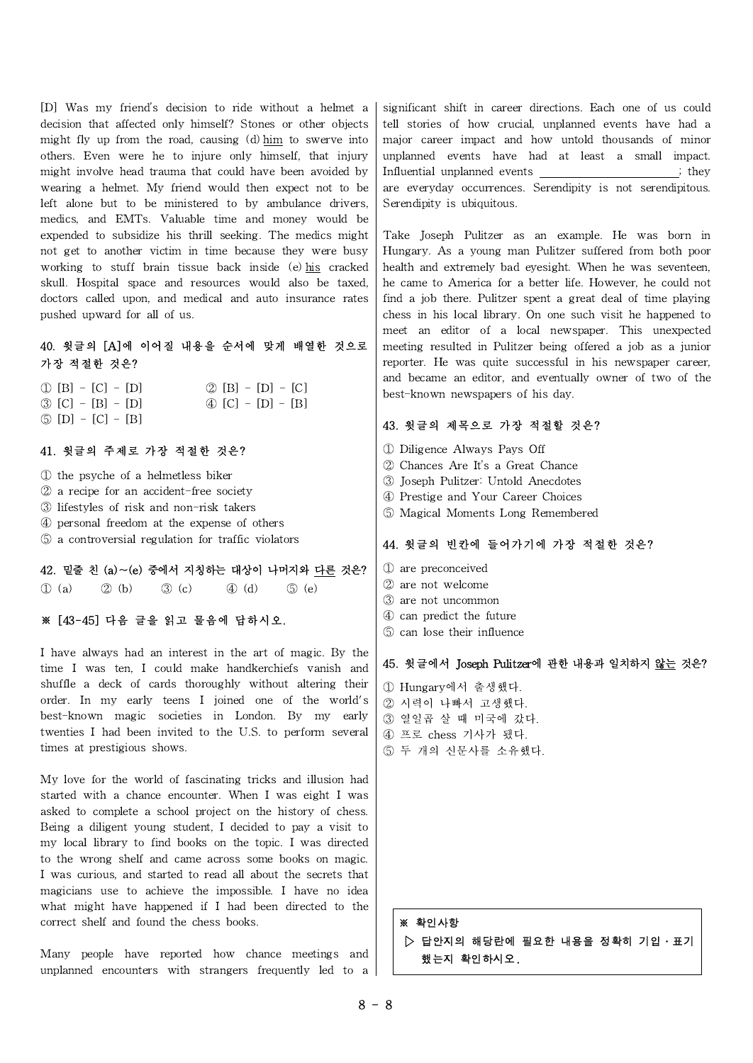[D] Was my friend's decision to ride without a helmet a decision that affected only himself? Stones or other objects might fly up from the road, causing (d) him to swerve into others. Even were he to injure only himself, that injury might involve head trauma that could have been avoided by wearing a helmet. My friend would then expect not to be left alone but to be ministered to by ambulance drivers, medics, and EMTs. Valuable time and money would be expended to subsidize his thrill seeking. The medics might not get to another victim in time because they were busy working to stuff brain tissue back inside (e) his cracked skull. Hospital space and resources would also be taxed, doctors called upon, and medical and auto insurance rates pushed upward for all of us.

**40. 윗글의 [A]에 이어질 내용을 순서에 맞게 배열한 것으로 가장 적절한 것은?**

① [B] - [C] - [D]
② [B] - [D] - [C]
③ [C] - [B] - [D]
④ [C] - [D] - [B]
⑤ [D] - [C] - [B]

**41. 윗글의 주제로 가장 적절한 것은?**

① the psyche of a helmetless biker
② a recipe for an accident-free society
③ lifestyles of risk and non-risk takers
④ personal freedom at the expense of others
⑤ a controversial regulation for traffic violators

**42. 밑줄 친 (a)~(e) 중에서 지칭하는 대상이 나머지와 다른 것은?**

① (a)
② (b)
③ (c)
④ (d)
⑤ (e)

**※ [43-45] 다음 글을 읽고 물음에 답하시오.**

I have always had an interest in the art of magic. By the time I was ten, I could make handkerchiefs vanish and shuffle a deck of cards thoroughly without altering their order. In my early teens I joined one of the world's best-known magic societies in London. By my early twenties I had been invited to the U.S. to perform several times at prestigious shows.

My love for the world of fascinating tricks and illusion had started with a chance encounter. When I was eight I was asked to complete a school project on the history of chess. Being a diligent young student, I decided to pay a visit to my local library to find books on the topic. I was directed to the wrong shelf and came across some books on magic. I was curious, and started to read all about the secrets that magicians use to achieve the impossible. I have no idea what might have happened if I had been directed to the correct shelf and found the chess books.

Many people have reported how chance meetings and unplanned encounters with strangers frequently led to a significant shift in career directions. Each one of us could tell stories of how crucial, unplanned events have had a major career impact and how untold thousands of minor unplanned events have had at least a small impact. Influential unplanned events ______________________; they are everyday occurrences. Serendipity is not serendipitous. Serendipity is ubiquitous.

Take Joseph Pulitzer as an example. He was born in Hungary. As a young man Pulitzer suffered from both poor health and extremely bad eyesight. When he was seventeen, he came to America for a better life. However, he could not find a job there. Pulitzer spent a great deal of time playing chess in his local library. On one such visit he happened to meet an editor of a local newspaper. This unexpected meeting resulted in Pulitzer being offered a job as a junior reporter. He was quite successful in his newspaper career, and became an editor, and eventually owner of two of the best-known newspapers of his day.

**43. 윗글의 제목으로 가장 적절할 것은?**

① Diligence Always Pays Off
② Chances Are It's a Great Chance
③ Joseph Pulitzer: Untold Anecdotes
④ Prestige and Your Career Choices
⑤ Magical Moments Long Remembered

**44. 윗글의 빈칸에 들어가기에 가장 적절한 것은?**

① are preconceived
② are not welcome
③ are not uncommon
④ can predict the future
⑤ can lose their influence

**45. 윗글에서 Joseph Pulitzer에 관한 내용과 일치하지 않는 것은?**

① Hungary에서 출생했다.
② 시력이 나빠서 고생했다.
③ 열일곱 살 때 미국에 갔다.
④ 프로 chess 기사가 됐다.
⑤ 두 개의 신문사를 소유했다.

**※ 확인사항**

▷ **답안지의 해당란에 필요한 내용을 정확히 기입·표기 했는지 확인하시오.**